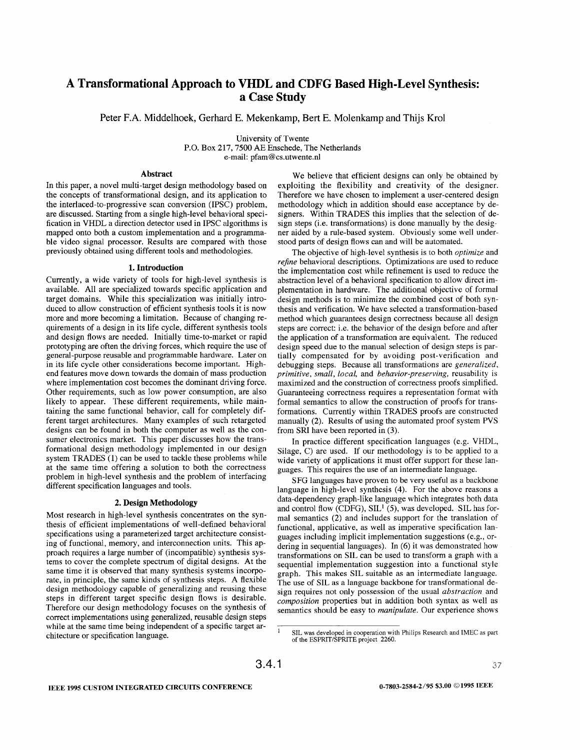# A Transformational Approach to VHDL and CDFG Based High-Level Synthesis: a Case Study

Peter F.A. Middelhoek, Gerhard E. Mekenkamp, Bert E. Molenkamp and Thijs Krol

University of Twente
P.O. Box 217, 7500 AE Enschede, The Netherlands
e-mail: pfam@cs.utwente.nl

## Abstract

In this paper, a novel multi-target design methodology based on the concepts of transformational design, and its application to the interlaced-to-progressive scan conversion (IPSC) problem, are discussed. Starting from a single high-level behavioral specification in VHDL a direction detector used in IPSC algorithms is mapped onto both a custom implementation and a programmable video signal processor. Results are compared with those previously obtained using different tools and methodologies.

## 1. Introduction

Currently, a wide variety of tools for high-level synthesis is available. All are specialized towards specific application and target domains. While this specialization was initially introduced to allow construction of efficient synthesis tools it is now more and more becoming a limitation. Because of changing requirements of a design in its life cycle, different synthesis tools and design flows are needed. Initially time-to-market or rapid prototyping are often the driving forces, which require the use of general-purpose reusable and programmable hardware. Later on in its life cycle other considerations become important. High-end features move down towards the domain of mass production where implementation cost becomes the dominant driving force. Other requirements, such as low power consumption, are also likely to appear. These different requirements, while maintaining the same functional behavior, call for completely different target architectures. Many examples of such retargeted designs can be found in both the computer as well as the consumer electronics market. This paper discusses how the transformational design methodology implemented in our design system TRADES (1) can be used to tackle these problems while at the same time offering a solution to both the correctness problem in high-level synthesis and the problem of interfacing different specification languages and tools.

## 2. Design Methodology

Most research in high-level synthesis concentrates on the synthesis of efficient implementations of well-defined behavioral specifications using a parameterized target architecture consisting of functional, memory, and interconnection units. This approach requires a large number of (incompatible) synthesis systems to cover the complete spectrum of digital designs. At the same time it is observed that many synthesis systems incorporate, in principle, the same kinds of synthesis steps. A flexible design methodology capable of generalizing and reusing these steps in different target specific design flows is desirable. Therefore our design methodology focuses on the synthesis of correct implementations using generalized, reusable design steps while at the same time being independent of a specific target architecture or specification language.

We believe that efficient designs can only be obtained by exploiting the flexibility and creativity of the designer. Therefore we have chosen to implement a user-centered design methodology which in addition should ease acceptance by designers. Within TRADES this implies that the selection of design steps (i.e. transformations) is done manually by the designer aided by a rule-based system. Obviously some well understood parts of design flows can and will be automated.

The objective of high-level synthesis is to both *optimize* and *refine* behavioral descriptions. Optimizations are used to reduce the implementation cost while refinement is used to reduce the abstraction level of a behavioral specification to allow direct implementation in hardware. The additional objective of formal design methods is to minimize the combined cost of both synthesis and verification. We have selected a transformation-based method which guarantees design correctness because all design steps are correct: i.e. the behavior of the design before and after the application of a transformation are equivalent. The reduced design speed due to the manual selection of design steps is partially compensated for by avoiding post-verification and debugging steps. Because all transformations are *generalized*, *primitive*, *small*, *local*, and *behavior-preserving*, reusability is maximized and the construction of correctness proofs simplified. Guaranteeing correctness requires a representation format with formal semantics to allow the construction of proofs for transformations. Currently within TRADES proofs are constructed manually (2). Results of using the automated proof system PVS from SRI have been reported in (3).

In practice different specification languages (e.g. VHDL, Silage, C) are used. If our methodology is to be applied to a wide variety of applications it must offer support for these languages. This requires the use of an intermediate language.

SFG languages have proven to be very useful as a backbone language in high-level synthesis (4). For the above reasons a data-dependency graph-like language which integrates both data and control flow (CDFG), SIL[1] (5), was developed. SIL has formal semantics (2) and includes support for the translation of functional, applicative, as well as imperative specification languages including implicit implementation suggestions (e.g., ordering in sequential languages). In (6) it was demonstrated how transformations on SIL can be used to transform a graph with a sequential implementation suggestion into a functional style graph. This makes SIL suitable as an intermediate language. The use of SIL as a language backbone for transformational design requires not only possession of the usual *abstraction* and *composition* properties but in addition both syntax as well as semantics should be easy to *manipulate*. Our experience shows

[1] SIL was developed in cooperation with Philips Research and IMEC as part of the ESPRIT/SPRITE project 2260.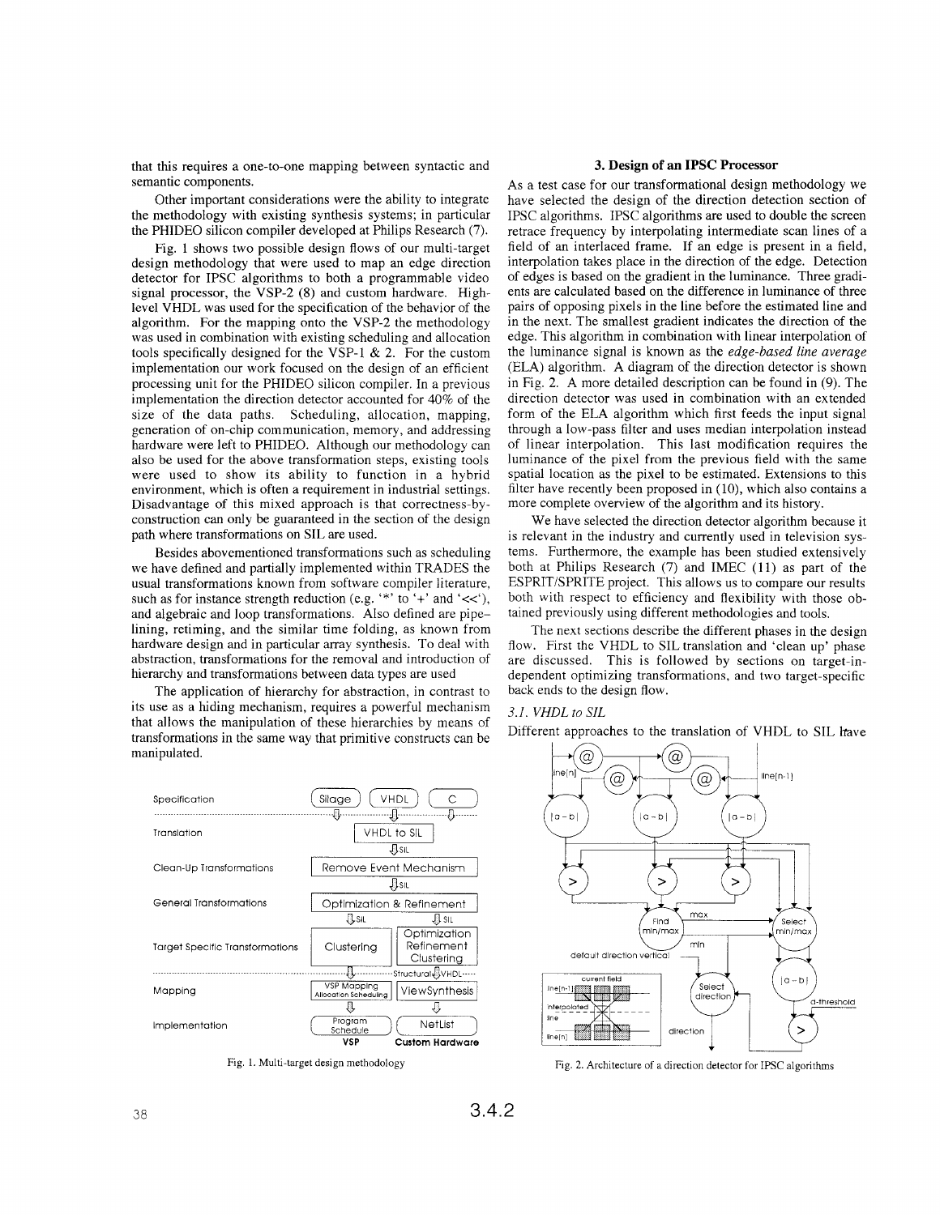that this requires a one-to-one mapping between syntactic and semantic components.

Other important considerations were the ability to integrate the methodology with existing synthesis systems; in particular the PHIDEO silicon compiler developed at Philips Research (7).

Fig. 1 shows two possible design flows of our multi-target design methodology that were used to map an edge direction detector for IPSC algorithms to both a programmable video signal processor, the VSP-2 (8) and custom hardware. High-level VHDL was used for the specification of the behavior of the algorithm. For the mapping onto the VSP-2 the methodology was used in combination with existing scheduling and allocation tools specifically designed for the VSP-1 & 2. For the custom implementation our work focused on the design of an efficient processing unit for the PHIDEO silicon compiler. In a previous implementation the direction detector accounted for 40% of the size of the data paths. Scheduling, allocation, mapping, generation of on-chip communication, memory, and addressing hardware were left to PHIDEO. Although our methodology can also be used for the above transformation steps, existing tools were used to show its ability to function in a hybrid environment, which is often a requirement in industrial settings. Disadvantage of this mixed approach is that correctness-by-construction can only be guaranteed in the section of the design path where transformations on SIL are used.

Besides abovementioned transformations such as scheduling we have defined and partially implemented within TRADES the usual transformations known from software compiler literature, such as for instance strength reduction (e.g. '*' to '+' and '<<'), and algebraic and loop transformations. Also defined are pipelining, retiming, and the similar time folding, as known from hardware design and in particular array synthesis. To deal with abstraction, transformations for the removal and introduction of hierarchy and transformations between data types are used

The application of hierarchy for abstraction, in contrast to its use as a hiding mechanism, requires a powerful mechanism that allows the manipulation of these hierarchies by means of transformations in the same way that primitive constructs can be manipulated.

Fig. 1. Multi-target design methodology

## 3. Design of an IPSC Processor

As a test case for our transformational design methodology we have selected the design of the direction detection section of IPSC algorithms. IPSC algorithms are used to double the screen retrace frequency by interpolating intermediate scan lines of a field of an interlaced frame. If an edge is present in a field, interpolation takes place in the direction of the edge. Detection of edges is based on the gradient in the luminance. Three gradients are calculated based on the difference in luminance of three pairs of opposing pixels in the line before the estimated line and in the next. The smallest gradient indicates the direction of the edge. This algorithm in combination with linear interpolation of the luminance signal is known as the *edge-based line average* (ELA) algorithm. A diagram of the direction detector is shown in Fig. 2. A more detailed description can be found in (9). The direction detector was used in combination with an extended form of the ELA algorithm which first feeds the input signal through a low-pass filter and uses median interpolation instead of linear interpolation. This last modification requires the luminance of the pixel from the previous field with the same spatial location as the pixel to be estimated. Extensions to this filter have recently been proposed in (10), which also contains a more complete overview of the algorithm and its history.

We have selected the direction detector algorithm because it is relevant in the industry and currently used in television systems. Furthermore, the example has been studied extensively both at Philips Research (7) and IMEC (11) as part of the ESPRIT/SPRITE project. This allows us to compare our results both with respect to efficiency and flexibility with those obtained previously using different methodologies and tools.

The next sections describe the different phases in the design flow. First the VHDL to SIL translation and 'clean up' phase are discussed. This is followed by sections on target-independent optimizing transformations, and two target-specific back ends to the design flow.

### 3.1. VHDL to SIL

Different approaches to the translation of VHDL to SIL have

Fig. 2. Architecture of a direction detector for IPSC algorithms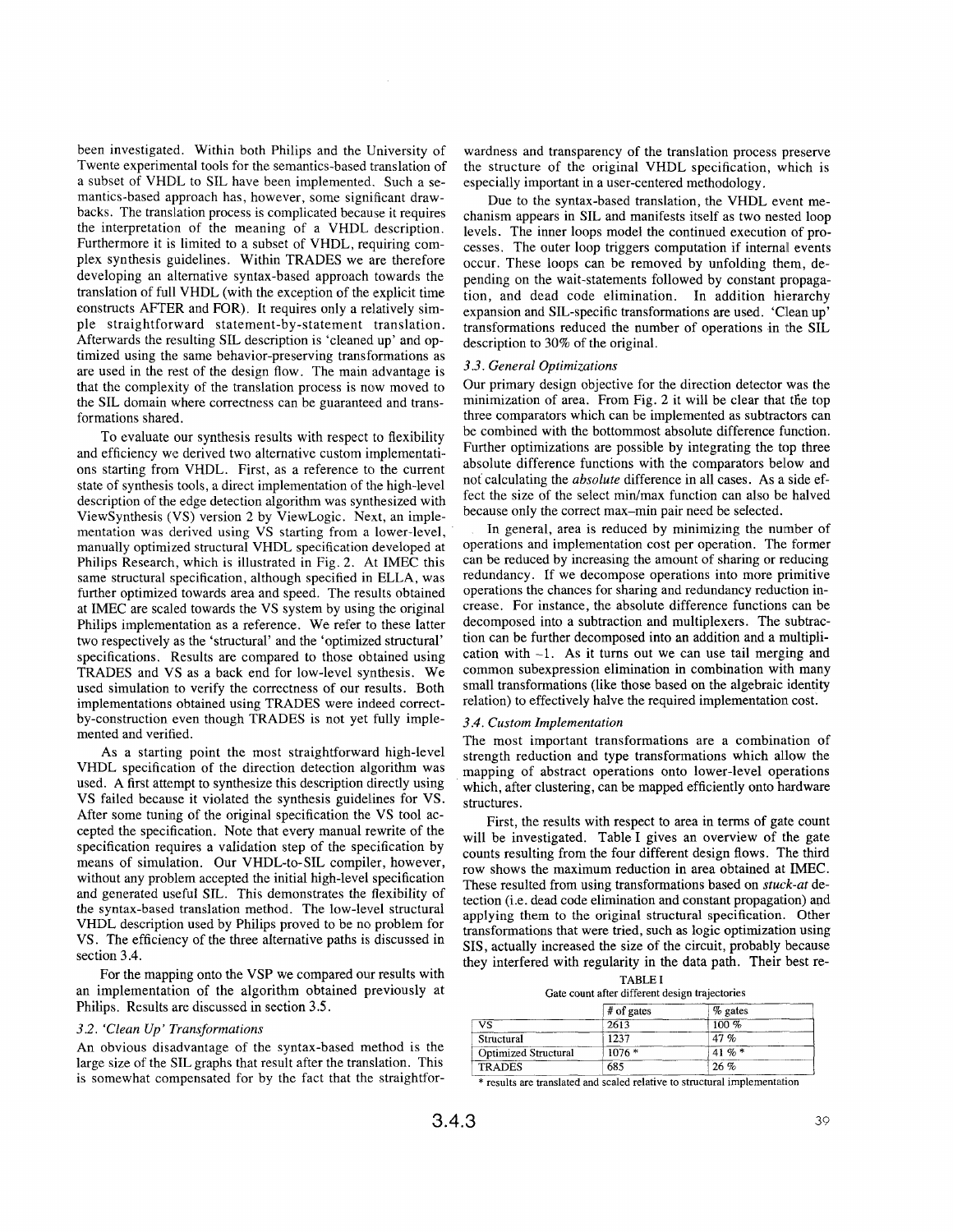been investigated. Within both Philips and the University of Twente experimental tools for the semantics-based translation of a subset of VHDL to SIL have been implemented. Such a semantics-based approach has, however, some significant drawbacks. The translation process is complicated because it requires the interpretation of the meaning of a VHDL description. Furthermore it is limited to a subset of VHDL, requiring complex synthesis guidelines. Within TRADES we are therefore developing an alternative syntax-based approach towards the translation of full VHDL (with the exception of the explicit time constructs AFTER and FOR). It requires only a relatively simple straightforward statement-by-statement translation. Afterwards the resulting SIL description is 'cleaned up' and optimized using the same behavior-preserving transformations as are used in the rest of the design flow. The main advantage is that the complexity of the translation process is now moved to the SIL domain where correctness can be guaranteed and transformations shared.

To evaluate our synthesis results with respect to flexibility and efficiency we derived two alternative custom implementations starting from VHDL. First, as a reference to the current state of synthesis tools, a direct implementation of the high-level description of the edge detection algorithm was synthesized with ViewSynthesis (VS) version 2 by ViewLogic. Next, an implementation was derived using VS starting from a lower-level, manually optimized structural VHDL specification developed at Philips Research, which is illustrated in Fig. 2. At IMEC this same structural specification, although specified in ELLA, was further optimized towards area and speed. The results obtained at IMEC are scaled towards the VS system by using the original Philips implementation as a reference. We refer to these latter two respectively as the 'structural' and the 'optimized structural' specifications. Results are compared to those obtained using TRADES and VS as a back end for low-level synthesis. We used simulation to verify the correctness of our results. Both implementations obtained using TRADES were indeed correct-by-construction even though TRADES is not yet fully implemented and verified.

As a starting point the most straightforward high-level VHDL specification of the direction detection algorithm was used. A first attempt to synthesize this description directly using VS failed because it violated the synthesis guidelines for VS. After some tuning of the original specification the VS tool accepted the specification. Note that every manual rewrite of the specification requires a validation step of the specification by means of simulation. Our VHDL-to-SIL compiler, however, without any problem accepted the initial high-level specification and generated useful SIL. This demonstrates the flexibility of the syntax-based translation method. The low-level structural VHDL description used by Philips proved to be no problem for VS. The efficiency of the three alternative paths is discussed in section 3.4.

For the mapping onto the VSP we compared our results with an implementation of the algorithm obtained previously at Philips. Results are discussed in section 3.5.

### *3.2. 'Clean Up' Transformations*

An obvious disadvantage of the syntax-based method is the large size of the SIL graphs that result after the translation. This is somewhat compensated for by the fact that the straightforwardness and transparency of the translation process preserve the structure of the original VHDL specification, which is especially important in a user-centered methodology.

Due to the syntax-based translation, the VHDL event mechanism appears in SIL and manifests itself as two nested loop levels. The inner loops model the continued execution of processes. The outer loop triggers computation if internal events occur. These loops can be removed by unfolding them, depending on the wait-statements followed by constant propagation, and dead code elimination. In addition hierarchy expansion and SIL-specific transformations are used. 'Clean up' transformations reduced the number of operations in the SIL description to 30% of the original.

### *3.3. General Optimizations*

Our primary design objective for the direction detector was the minimization of area. From Fig. 2 it will be clear that the top three comparators which can be implemented as subtractors can be combined with the bottommost absolute difference function. Further optimizations are possible by integrating the top three absolute difference functions with the comparators below and not calculating the *absolute* difference in all cases. As a side effect the size of the select min/max function can also be halved because only the correct max–min pair need be selected.

In general, area is reduced by minimizing the number of operations and implementation cost per operation. The former can be reduced by increasing the amount of sharing or reducing redundancy. If we decompose operations into more primitive operations the chances for sharing and redundancy reduction increase. For instance, the absolute difference functions can be decomposed into a subtraction and multiplexers. The subtraction can be further decomposed into an addition and a multiplication with $-1$. As it turns out we can use tail merging and common subexpression elimination in combination with many small transformations (like those based on the algebraic identity relation) to effectively halve the required implementation cost.

### *3.4. Custom Implementation*

The most important transformations are a combination of strength reduction and type transformations which allow the mapping of abstract operations onto lower-level operations which, after clustering, can be mapped efficiently onto hardware structures.

First, the results with respect to area in terms of gate count will be investigated. Table I gives an overview of the gate counts resulting from the four different design flows. The third row shows the maximum reduction in area obtained at IMEC. These resulted from using transformations based on *stuck-at* detection (i.e. dead code elimination and constant propagation) and applying them to the original structural specification. Other transformations that were tried, such as logic optimization using SIS, actually increased the size of the circuit, probably because they interfered with regularity in the data path. Their best re-

TABLE I
Gate count after different design trajectories

| | # of gates | % gates |
|---|---|---|
| VS | 2613 | 100 % |
| Structural | 1237 | 47 % |
| Optimized Structural | 1076 * | 41 % * |
| TRADES | 685 | 26 % |

\* results are translated and scaled relative to structural implementation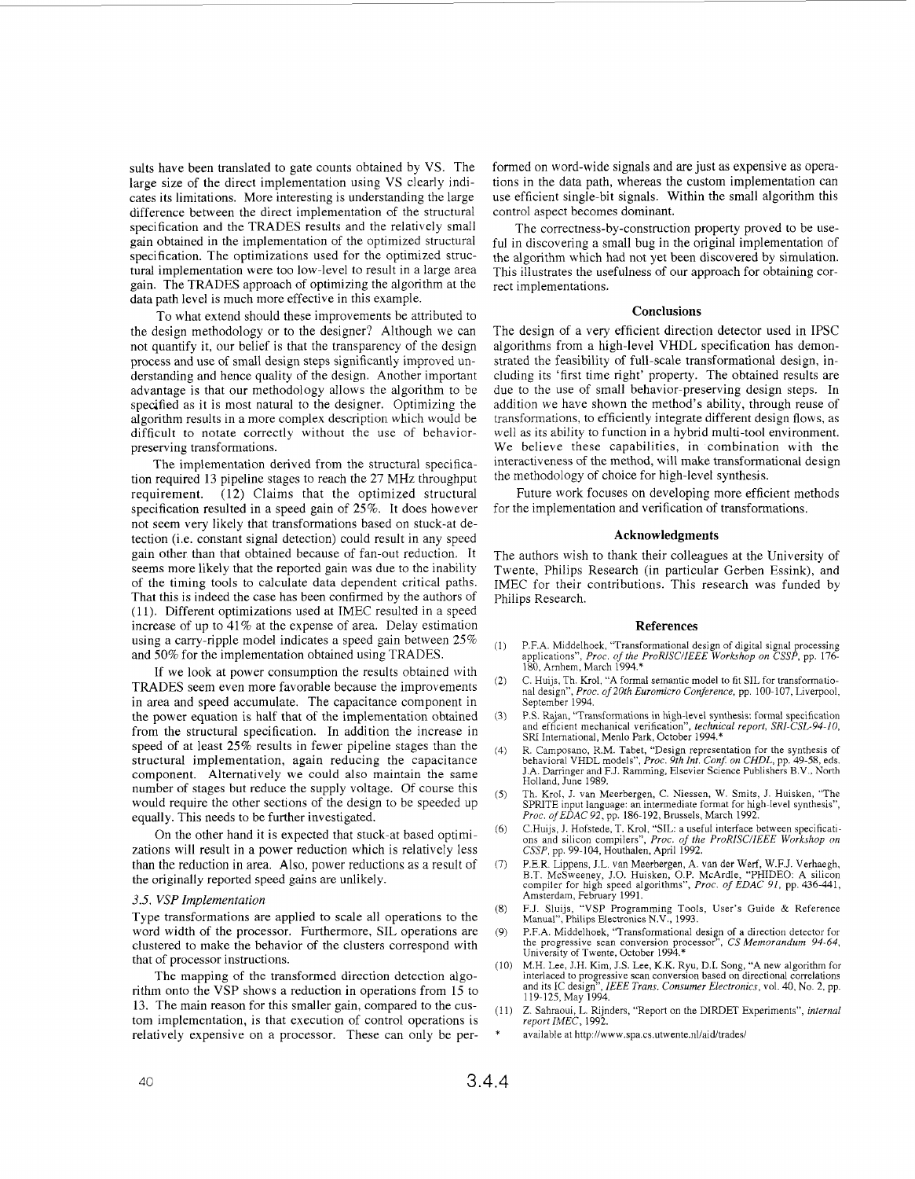sults have been translated to gate counts obtained by VS. The large size of the direct implementation using VS clearly indicates its limitations. More interesting is understanding the large difference between the direct implementation of the structural specification and the TRADES results and the relatively small gain obtained in the implementation of the optimized structural specification. The optimizations used for the optimized structural implementation were too low-level to result in a large area gain. The TRADES approach of optimizing the algorithm at the data path level is much more effective in this example.

To what extend should these improvements be attributed to the design methodology or to the designer? Although we can not quantify it, our belief is that the transparency of the design process and use of small design steps significantly improved understanding and hence quality of the design. Another important advantage is that our methodology allows the algorithm to be specified as it is most natural to the designer. Optimizing the algorithm results in a more complex description which would be difficult to notate correctly without the use of behavior-preserving transformations.

The implementation derived from the structural specification required 13 pipeline stages to reach the 27 MHz throughput requirement. (12) Claims that the optimized structural specification resulted in a speed gain of 25%. It does however not seem very likely that transformations based on stuck-at detection (i.e. constant signal detection) could result in any speed gain other than that obtained because of fan-out reduction. It seems more likely that the reported gain was due to the inability of the timing tools to calculate data dependent critical paths. That this is indeed the case has been confirmed by the authors of (11). Different optimizations used at IMEC resulted in a speed increase of up to 41% at the expense of area. Delay estimation using a carry-ripple model indicates a speed gain between 25% and 50% for the implementation obtained using TRADES.

If we look at power consumption the results obtained with TRADES seem even more favorable because the improvements in area and speed accumulate. The capacitance component in the power equation is half that of the implementation obtained from the structural specification. In addition the increase in speed of at least 25% results in fewer pipeline stages than the structural implementation, again reducing the capacitance component. Alternatively we could also maintain the same number of stages but reduce the supply voltage. Of course this would require the other sections of the design to be speeded up equally. This needs to be further investigated.

On the other hand it is expected that stuck-at based optimizations will result in a power reduction which is relatively less than the reduction in area. Also, power reductions as a result of the originally reported speed gains are unlikely.

### *3.5. VSP Implementation*

Type transformations are applied to scale all operations to the word width of the processor. Furthermore, SIL operations are clustered to make the behavior of the clusters correspond with that of processor instructions.

The mapping of the transformed direction detection algorithm onto the VSP shows a reduction in operations from 15 to 13. The main reason for this smaller gain, compared to the custom implementation, is that execution of control operations is relatively expensive on a processor. These can only be performed on word-wide signals and are just as expensive as operations in the data path, whereas the custom implementation can use efficient single-bit signals. Within the small algorithm this control aspect becomes dominant.

The correctness-by-construction property proved to be useful in discovering a small bug in the original implementation of the algorithm which had not yet been discovered by simulation. This illustrates the usefulness of our approach for obtaining correct implementations.

## Conclusions

The design of a very efficient direction detector used in IPSC algorithms from a high-level VHDL specification has demonstrated the feasibility of full-scale transformational design, including its 'first time right' property. The obtained results are due to the use of small behavior-preserving design steps. In addition we have shown the method's ability, through reuse of transformations, to efficiently integrate different design flows, as well as its ability to function in a hybrid multi-tool environment. We believe these capabilities, in combination with the interactiveness of the method, will make transformational design the methodology of choice for high-level synthesis.

Future work focuses on developing more efficient methods for the implementation and verification of transformations.

## Acknowledgments

The authors wish to thank their colleagues at the University of Twente, Philips Research (in particular Gerben Essink), and IMEC for their contributions. This research was funded by Philips Research.

## References

(1) P.F.A. Middelhoek, "Transformational design of digital signal processing applications", *Proc. of the ProRISC/IEEE Workshop on CSSP*, pp. 176-180, Arnhem, March 1994.*

(2) C. Huijs, Th. Krol, "A formal semantic model to fit SIL for transformational design", *Proc. of 20th Euromicro Conference*, pp. 100-107, Liverpool, September 1994.

(3) P.S. Rajan, "Transformations in high-level synthesis: formal specification and efficient mechanical verification", *technical report, SRI-CSL-94-10*, SRI International, Menlo Park, October 1994.*

(4) R. Camposano, R.M. Tabet, "Design representation for the synthesis of behavioral VHDL models", *Proc. 9th Int. Conf. on CHDL*, pp. 49-58, eds. J.A. Darringer and F.J. Ramming, Elsevier Science Publishers B.V., North Holland, June 1989.

(5) Th. Krol, J. van Meerbergen, C. Niessen, W. Smits, J. Huisken, "The SPRITE input language: an intermediate format for high-level synthesis", *Proc. of EDAC 92*, pp. 186-192, Brussels, March 1992.

(6) C.Huijs, J. Hofstede, T. Krol, "SIL: a useful interface between specifications and silicon compilers", *Proc. of the ProRISC/IEEE Workshop on CSSP*, pp. 99-104, Houthalen, April 1992.

(7) P.E.R. Lippens, J.L. van Meerbergen, A. van der Werf, W.F.J. Verhaegh, B.T. McSweeney, J.O. Huisken, O.P. McArdle, "PHIDEO: A silicon compiler for high speed algorithms", *Proc. of EDAC 91*, pp. 436-441, Amsterdam, February 1991.

(8) F.J. Sluijs, "VSP Programming Tools, User's Guide & Reference Manual", Philips Electronics N.V., 1993.

(9) P.F.A. Middelhoek, "Transformational design of a direction detector for the progressive scan conversion processor", *CS Memorandum 94-64*, University of Twente, October 1994.*

(10) M.H. Lee, J.H. Kim, J.S. Lee, K.K. Ryu, D.I. Song, "A new algorithm for interlaced to progressive scan conversion based on directional correlations and its IC design", *IEEE Trans. Consumer Electronics*, vol. 40, No. 2, pp. 119-125, May 1994.

(11) Z. Sahraoui, L. Rijnders, "Report on the DIRDET Experiments", *internal report IMEC*, 1992.

\* available at http://www.spa.cs.utwente.nl/aid/trades/